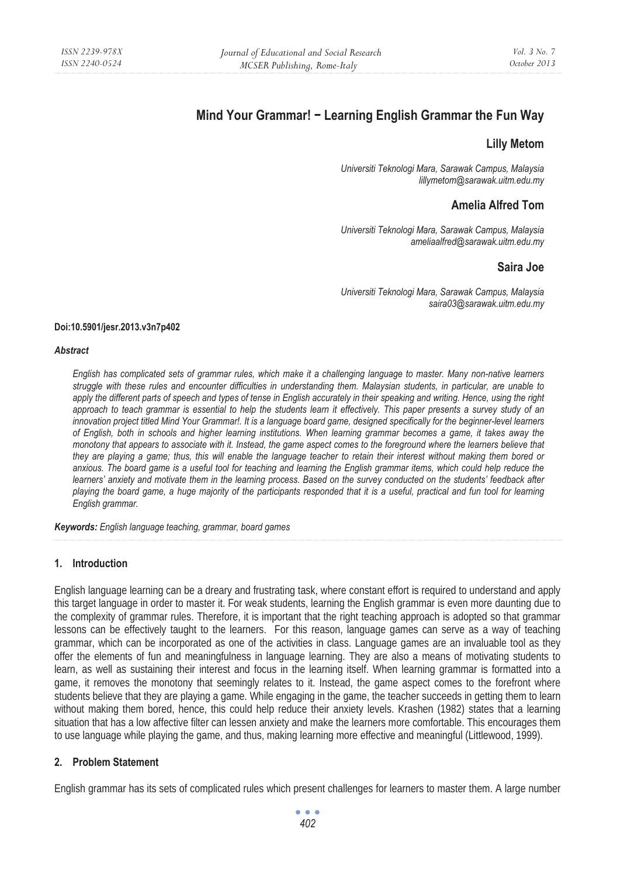# Mind Your Grammar! − Learning English Grammar the Fun Way

**Lilly Metom**

*Universiti Teknologi Mara, Sarawak Campus, Malaysia*
*lillymetom@sarawak.uitm.edu.my*

**Amelia Alfred Tom**

*Universiti Teknologi Mara, Sarawak Campus, Malaysia*
*ameliaalfred@sarawak.uitm.edu.my*

**Saira Joe**

*Universiti Teknologi Mara, Sarawak Campus, Malaysia*
*saira03@sarawak.uitm.edu.my*

**Doi:10.5901/jesr.2013.v3n7p402**

***Abstract***

*English has complicated sets of grammar rules, which make it a challenging language to master. Many non-native learners struggle with these rules and encounter difficulties in understanding them. Malaysian students, in particular, are unable to apply the different parts of speech and types of tense in English accurately in their speaking and writing. Hence, using the right approach to teach grammar is essential to help the students learn it effectively. This paper presents a survey study of an innovation project titled Mind Your Grammar!. It is a language board game, designed specifically for the beginner-level learners of English, both in schools and higher learning institutions. When learning grammar becomes a game, it takes away the monotony that appears to associate with it. Instead, the game aspect comes to the foreground where the learners believe that they are playing a game; thus, this will enable the language teacher to retain their interest without making them bored or anxious. The board game is a useful tool for teaching and learning the English grammar items, which could help reduce the learners' anxiety and motivate them in the learning process. Based on the survey conducted on the students' feedback after playing the board game, a huge majority of the participants responded that it is a useful, practical and fun tool for learning English grammar.*

***Keywords:*** *English language teaching, grammar, board games*

## 1. Introduction

English language learning can be a dreary and frustrating task, where constant effort is required to understand and apply this target language in order to master it. For weak students, learning the English grammar is even more daunting due to the complexity of grammar rules. Therefore, it is important that the right teaching approach is adopted so that grammar lessons can be effectively taught to the learners. For this reason, language games can serve as a way of teaching grammar, which can be incorporated as one of the activities in class. Language games are an invaluable tool as they offer the elements of fun and meaningfulness in language learning. They are also a means of motivating students to learn, as well as sustaining their interest and focus in the learning itself. When learning grammar is formatted into a game, it removes the monotony that seemingly relates to it. Instead, the game aspect comes to the forefront where students believe that they are playing a game. While engaging in the game, the teacher succeeds in getting them to learn without making them bored, hence, this could help reduce their anxiety levels. Krashen (1982) states that a learning situation that has a low affective filter can lessen anxiety and make the learners more comfortable. This encourages them to use language while playing the game, and thus, making learning more effective and meaningful (Littlewood, 1999).

## 2. Problem Statement

English grammar has its sets of complicated rules which present challenges for learners to master them. A large number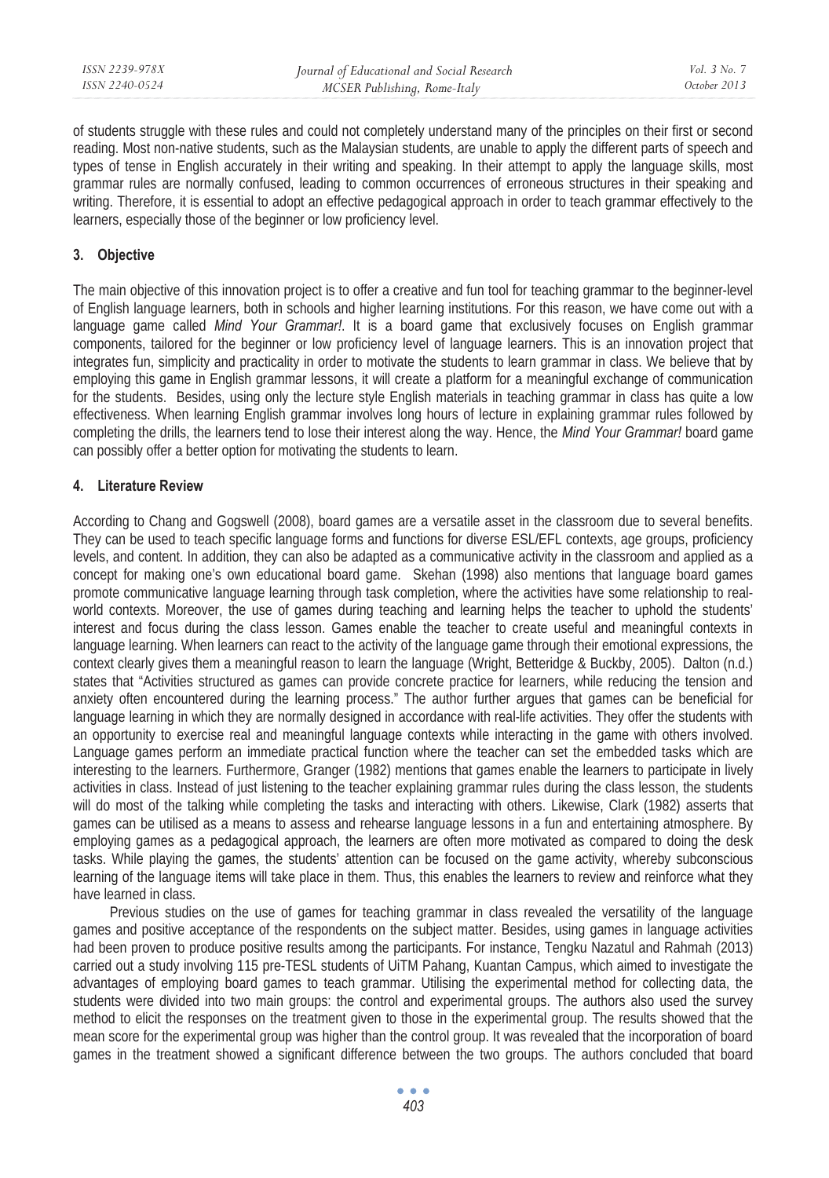of students struggle with these rules and could not completely understand many of the principles on their first or second reading. Most non-native students, such as the Malaysian students, are unable to apply the different parts of speech and types of tense in English accurately in their writing and speaking. In their attempt to apply the language skills, most grammar rules are normally confused, leading to common occurrences of erroneous structures in their speaking and writing. Therefore, it is essential to adopt an effective pedagogical approach in order to teach grammar effectively to the learners, especially those of the beginner or low proficiency level.

## 3. Objective

The main objective of this innovation project is to offer a creative and fun tool for teaching grammar to the beginner-level of English language learners, both in schools and higher learning institutions. For this reason, we have come out with a language game called *Mind Your Grammar!*. It is a board game that exclusively focuses on English grammar components, tailored for the beginner or low proficiency level of language learners. This is an innovation project that integrates fun, simplicity and practicality in order to motivate the students to learn grammar in class. We believe that by employing this game in English grammar lessons, it will create a platform for a meaningful exchange of communication for the students. Besides, using only the lecture style English materials in teaching grammar in class has quite a low effectiveness. When learning English grammar involves long hours of lecture in explaining grammar rules followed by completing the drills, the learners tend to lose their interest along the way. Hence, the *Mind Your Grammar!* board game can possibly offer a better option for motivating the students to learn.

## 4. Literature Review

According to Chang and Gogswell (2008), board games are a versatile asset in the classroom due to several benefits. They can be used to teach specific language forms and functions for diverse ESL/EFL contexts, age groups, proficiency levels, and content. In addition, they can also be adapted as a communicative activity in the classroom and applied as a concept for making one's own educational board game. Skehan (1998) also mentions that language board games promote communicative language learning through task completion, where the activities have some relationship to real-world contexts. Moreover, the use of games during teaching and learning helps the teacher to uphold the students' interest and focus during the class lesson. Games enable the teacher to create useful and meaningful contexts in language learning. When learners can react to the activity of the language game through their emotional expressions, the context clearly gives them a meaningful reason to learn the language (Wright, Betteridge & Buckby, 2005). Dalton (n.d.) states that "Activities structured as games can provide concrete practice for learners, while reducing the tension and anxiety often encountered during the learning process." The author further argues that games can be beneficial for language learning in which they are normally designed in accordance with real-life activities. They offer the students with an opportunity to exercise real and meaningful language contexts while interacting in the game with others involved. Language games perform an immediate practical function where the teacher can set the embedded tasks which are interesting to the learners. Furthermore, Granger (1982) mentions that games enable the learners to participate in lively activities in class. Instead of just listening to the teacher explaining grammar rules during the class lesson, the students will do most of the talking while completing the tasks and interacting with others. Likewise, Clark (1982) asserts that games can be utilised as a means to assess and rehearse language lessons in a fun and entertaining atmosphere. By employing games as a pedagogical approach, the learners are often more motivated as compared to doing the desk tasks. While playing the games, the students' attention can be focused on the game activity, whereby subconscious learning of the language items will take place in them. Thus, this enables the learners to review and reinforce what they have learned in class.

Previous studies on the use of games for teaching grammar in class revealed the versatility of the language games and positive acceptance of the respondents on the subject matter. Besides, using games in language activities had been proven to produce positive results among the participants. For instance, Tengku Nazatul and Rahmah (2013) carried out a study involving 115 pre-TESL students of UiTM Pahang, Kuantan Campus, which aimed to investigate the advantages of employing board games to teach grammar. Utilising the experimental method for collecting data, the students were divided into two main groups: the control and experimental groups. The authors also used the survey method to elicit the responses on the treatment given to those in the experimental group. The results showed that the mean score for the experimental group was higher than the control group. It was revealed that the incorporation of board games in the treatment showed a significant difference between the two groups. The authors concluded that board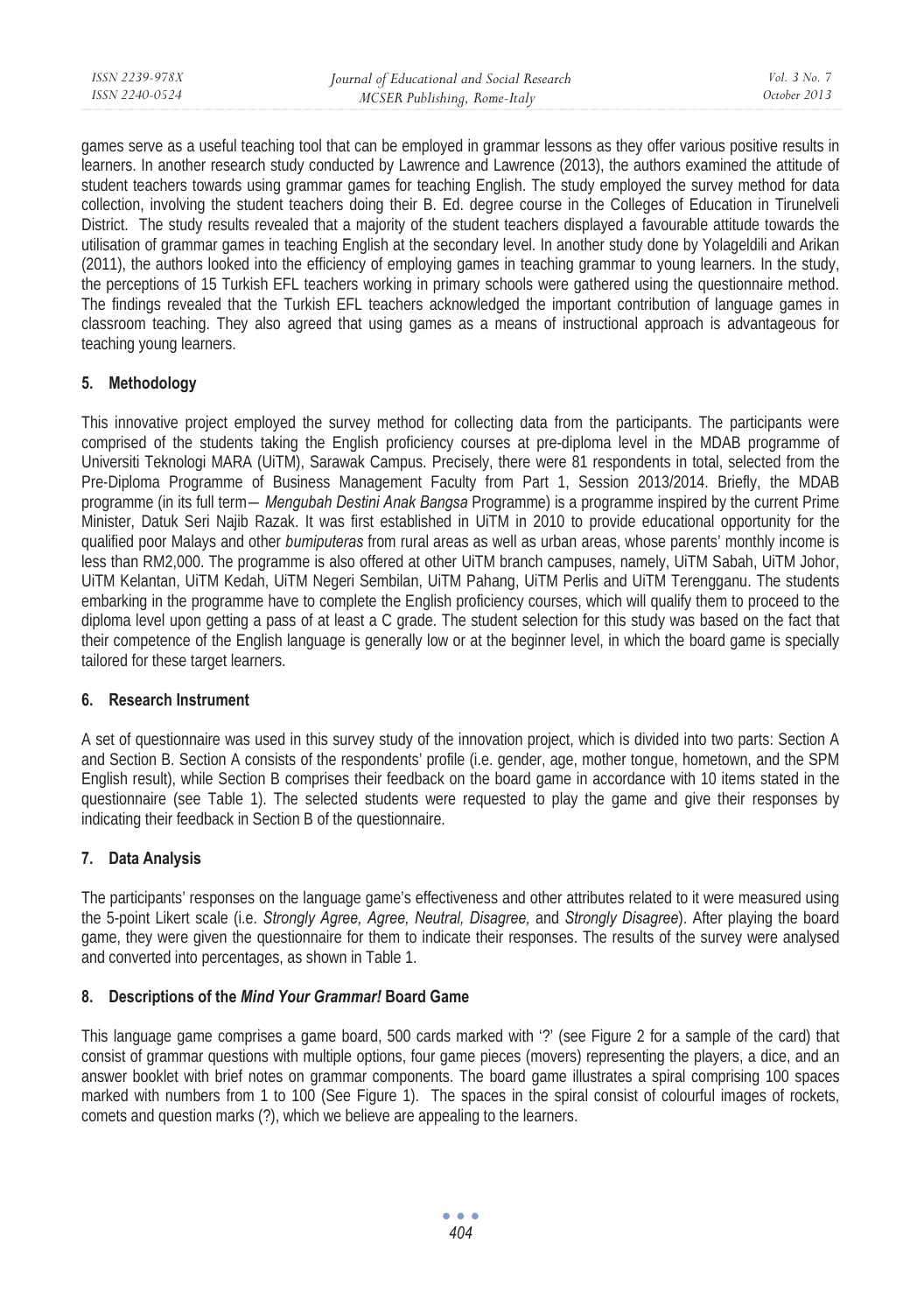games serve as a useful teaching tool that can be employed in grammar lessons as they offer various positive results in learners. In another research study conducted by Lawrence and Lawrence (2013), the authors examined the attitude of student teachers towards using grammar games for teaching English. The study employed the survey method for data collection, involving the student teachers doing their B. Ed. degree course in the Colleges of Education in Tirunelveli District. The study results revealed that a majority of the student teachers displayed a favourable attitude towards the utilisation of grammar games in teaching English at the secondary level. In another study done by Yolageldili and Arikan (2011), the authors looked into the efficiency of employing games in teaching grammar to young learners. In the study, the perceptions of 15 Turkish EFL teachers working in primary schools were gathered using the questionnaire method. The findings revealed that the Turkish EFL teachers acknowledged the important contribution of language games in classroom teaching. They also agreed that using games as a means of instructional approach is advantageous for teaching young learners.

## 5. Methodology

This innovative project employed the survey method for collecting data from the participants. The participants were comprised of the students taking the English proficiency courses at pre-diploma level in the MDAB programme of Universiti Teknologi MARA (UiTM), Sarawak Campus. Precisely, there were 81 respondents in total, selected from the Pre-Diploma Programme of Business Management Faculty from Part 1, Session 2013/2014. Briefly, the MDAB programme (in its full term— *Mengubah Destini Anak Bangsa* Programme) is a programme inspired by the current Prime Minister, Datuk Seri Najib Razak. It was first established in UiTM in 2010 to provide educational opportunity for the qualified poor Malays and other *bumiputeras* from rural areas as well as urban areas, whose parents' monthly income is less than RM2,000. The programme is also offered at other UiTM branch campuses, namely, UiTM Sabah, UiTM Johor, UiTM Kelantan, UiTM Kedah, UiTM Negeri Sembilan, UiTM Pahang, UiTM Perlis and UiTM Terengganu. The students embarking in the programme have to complete the English proficiency courses, which will qualify them to proceed to the diploma level upon getting a pass of at least a C grade. The student selection for this study was based on the fact that their competence of the English language is generally low or at the beginner level, in which the board game is specially tailored for these target learners.

## 6. Research Instrument

A set of questionnaire was used in this survey study of the innovation project, which is divided into two parts: Section A and Section B. Section A consists of the respondents' profile (i.e. gender, age, mother tongue, hometown, and the SPM English result), while Section B comprises their feedback on the board game in accordance with 10 items stated in the questionnaire (see Table 1). The selected students were requested to play the game and give their responses by indicating their feedback in Section B of the questionnaire.

## 7. Data Analysis

The participants' responses on the language game's effectiveness and other attributes related to it were measured using the 5-point Likert scale (i.e. *Strongly Agree, Agree, Neutral, Disagree,* and *Strongly Disagree*). After playing the board game, they were given the questionnaire for them to indicate their responses. The results of the survey were analysed and converted into percentages, as shown in Table 1.

## 8. Descriptions of the *Mind Your Grammar!* Board Game

This language game comprises a game board, 500 cards marked with '?' (see Figure 2 for a sample of the card) that consist of grammar questions with multiple options, four game pieces (movers) representing the players, a dice, and an answer booklet with brief notes on grammar components. The board game illustrates a spiral comprising 100 spaces marked with numbers from 1 to 100 (See Figure 1). The spaces in the spiral consist of colourful images of rockets, comets and question marks (?), which we believe are appealing to the learners.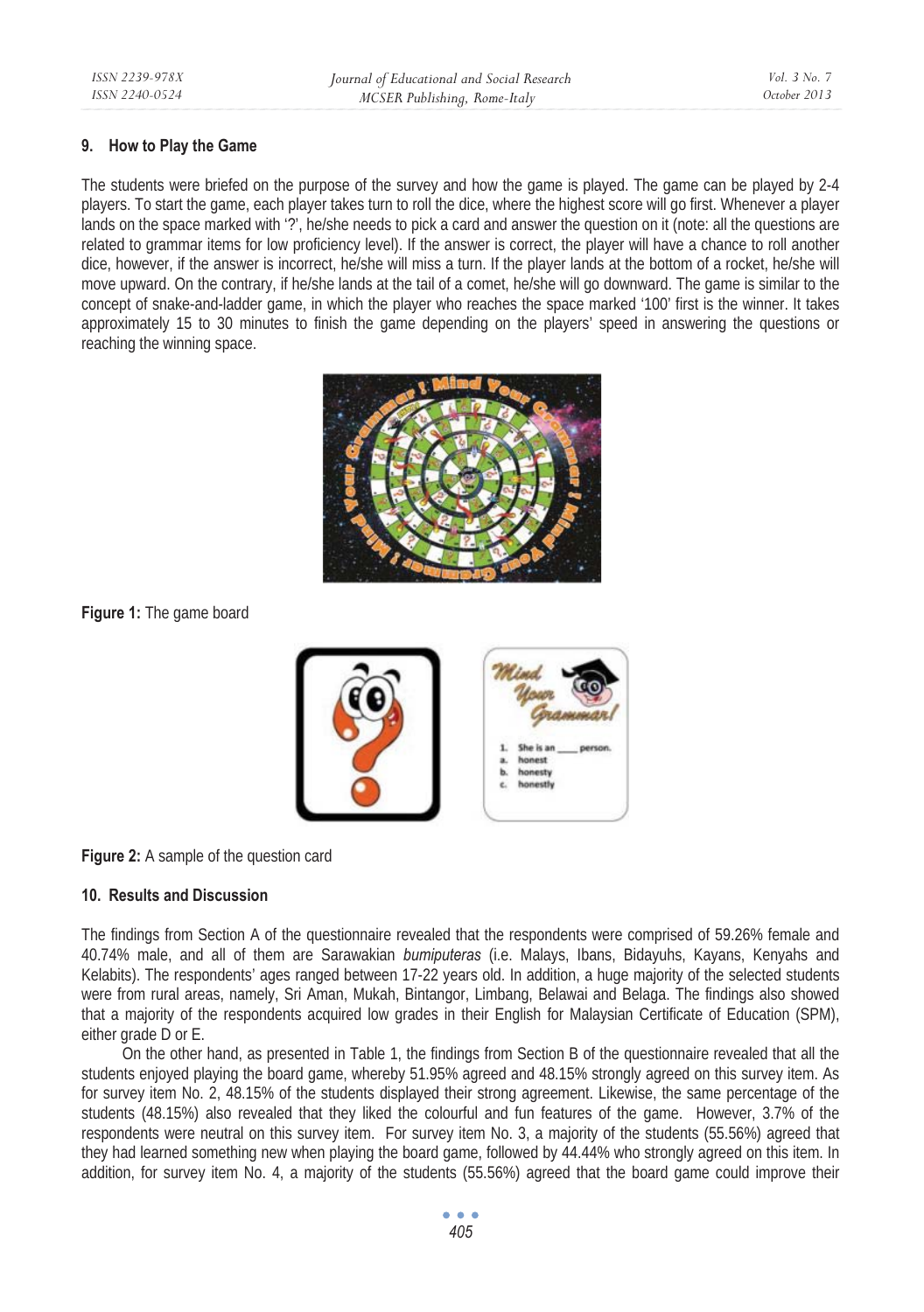## 9. How to Play the Game

The students were briefed on the purpose of the survey and how the game is played. The game can be played by 2-4 players. To start the game, each player takes turn to roll the dice, where the highest score will go first. Whenever a player lands on the space marked with '?', he/she needs to pick a card and answer the question on it (note: all the questions are related to grammar items for low proficiency level). If the answer is correct, the player will have a chance to roll another dice, however, if the answer is incorrect, he/she will miss a turn. If the player lands at the bottom of a rocket, he/she will move upward. On the contrary, if he/she lands at the tail of a comet, he/she will go downward. The game is similar to the concept of snake-and-ladder game, in which the player who reaches the space marked '100' first is the winner. It takes approximately 15 to 30 minutes to finish the game depending on the players' speed in answering the questions or reaching the winning space.

**Figure 1:** The game board

**Figure 2:** A sample of the question card

## 10. Results and Discussion

The findings from Section A of the questionnaire revealed that the respondents were comprised of 59.26% female and 40.74% male, and all of them are Sarawakian *bumiputeras* (i.e. Malays, Ibans, Bidayuhs, Kayans, Kenyahs and Kelabits). The respondents' ages ranged between 17-22 years old. In addition, a huge majority of the selected students were from rural areas, namely, Sri Aman, Mukah, Bintangor, Limbang, Belawai and Belaga. The findings also showed that a majority of the respondents acquired low grades in their English for Malaysian Certificate of Education (SPM), either grade D or E.

On the other hand, as presented in Table 1, the findings from Section B of the questionnaire revealed that all the students enjoyed playing the board game, whereby 51.95% agreed and 48.15% strongly agreed on this survey item. As for survey item No. 2, 48.15% of the students displayed their strong agreement. Likewise, the same percentage of the students (48.15%) also revealed that they liked the colourful and fun features of the game. However, 3.7% of the respondents were neutral on this survey item. For survey item No. 3, a majority of the students (55.56%) agreed that they had learned something new when playing the board game, followed by 44.44% who strongly agreed on this item. In addition, for survey item No. 4, a majority of the students (55.56%) agreed that the board game could improve their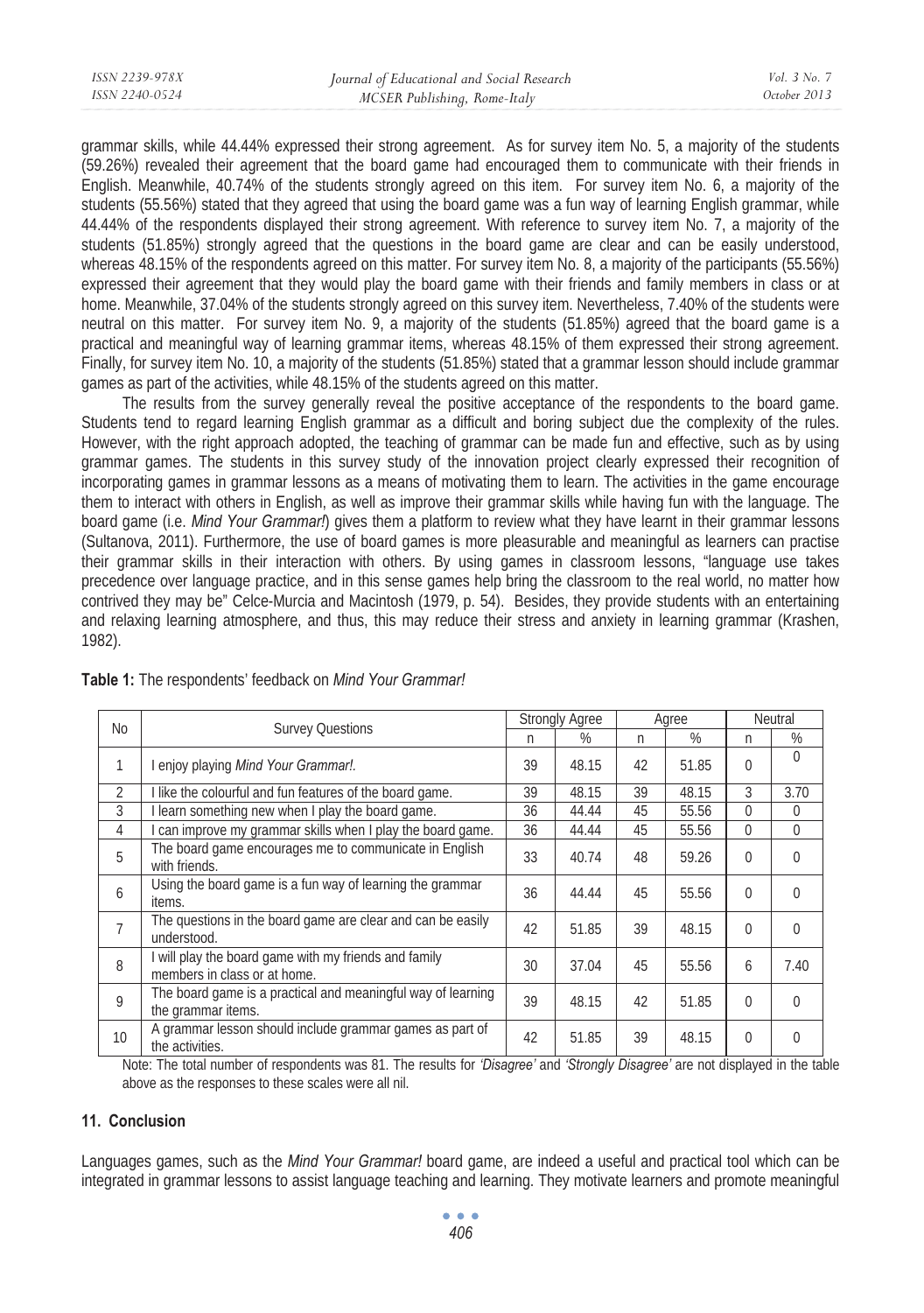grammar skills, while 44.44% expressed their strong agreement. As for survey item No. 5, a majority of the students (59.26%) revealed their agreement that the board game had encouraged them to communicate with their friends in English. Meanwhile, 40.74% of the students strongly agreed on this item. For survey item No. 6, a majority of the students (55.56%) stated that they agreed that using the board game was a fun way of learning English grammar, while 44.44% of the respondents displayed their strong agreement. With reference to survey item No. 7, a majority of the students (51.85%) strongly agreed that the questions in the board game are clear and can be easily understood, whereas 48.15% of the respondents agreed on this matter. For survey item No. 8, a majority of the participants (55.56%) expressed their agreement that they would play the board game with their friends and family members in class or at home. Meanwhile, 37.04% of the students strongly agreed on this survey item. Nevertheless, 7.40% of the students were neutral on this matter. For survey item No. 9, a majority of the students (51.85%) agreed that the board game is a practical and meaningful way of learning grammar items, whereas 48.15% of them expressed their strong agreement. Finally, for survey item No. 10, a majority of the students (51.85%) stated that a grammar lesson should include grammar games as part of the activities, while 48.15% of the students agreed on this matter.

The results from the survey generally reveal the positive acceptance of the respondents to the board game. Students tend to regard learning English grammar as a difficult and boring subject due the complexity of the rules. However, with the right approach adopted, the teaching of grammar can be made fun and effective, such as by using grammar games. The students in this survey study of the innovation project clearly expressed their recognition of incorporating games in grammar lessons as a means of motivating them to learn. The activities in the game encourage them to interact with others in English, as well as improve their grammar skills while having fun with the language. The board game (i.e. *Mind Your Grammar!*) gives them a platform to review what they have learnt in their grammar lessons (Sultanova, 2011). Furthermore, the use of board games is more pleasurable and meaningful as learners can practise their grammar skills in their interaction with others. By using games in classroom lessons, "language use takes precedence over language practice, and in this sense games help bring the classroom to the real world, no matter how contrived they may be" Celce-Murcia and Macintosh (1979, p. 54). Besides, they provide students with an entertaining and relaxing learning atmosphere, and thus, this may reduce their stress and anxiety in learning grammar (Krashen, 1982).

**Table 1:** The respondents' feedback on *Mind Your Grammar!*

| No | Survey Questions | Strongly Agree | | Agree | | Neutral | |
|---|---|---|---|---|---|---|---|
| | | n | % | n | % | n | % |
| 1 | I enjoy playing *Mind Your Grammar!*. | 39 | 48.15 | 42 | 51.85 | 0 | 0 |
| 2 | I like the colourful and fun features of the board game. | 39 | 48.15 | 39 | 48.15 | 3 | 3.70 |
| 3 | I learn something new when I play the board game. | 36 | 44.44 | 45 | 55.56 | 0 | 0 |
| 4 | I can improve my grammar skills when I play the board game. | 36 | 44.44 | 45 | 55.56 | 0 | 0 |
| 5 | The board game encourages me to communicate in English with friends. | 33 | 40.74 | 48 | 59.26 | 0 | 0 |
| 6 | Using the board game is a fun way of learning the grammar items. | 36 | 44.44 | 45 | 55.56 | 0 | 0 |
| 7 | The questions in the board game are clear and can be easily understood. | 42 | 51.85 | 39 | 48.15 | 0 | 0 |
| 8 | I will play the board game with my friends and family members in class or at home. | 30 | 37.04 | 45 | 55.56 | 6 | 7.40 |
| 9 | The board game is a practical and meaningful way of learning the grammar items. | 39 | 48.15 | 42 | 51.85 | 0 | 0 |
| 10 | A grammar lesson should include grammar games as part of the activities. | 42 | 51.85 | 39 | 48.15 | 0 | 0 |

Note: The total number of respondents was 81. The results for *'Disagree'* and *'Strongly Disagree'* are not displayed in the table above as the responses to these scales were all nil.

## 11. Conclusion

Languages games, such as the *Mind Your Grammar!* board game, are indeed a useful and practical tool which can be integrated in grammar lessons to assist language teaching and learning. They motivate learners and promote meaningful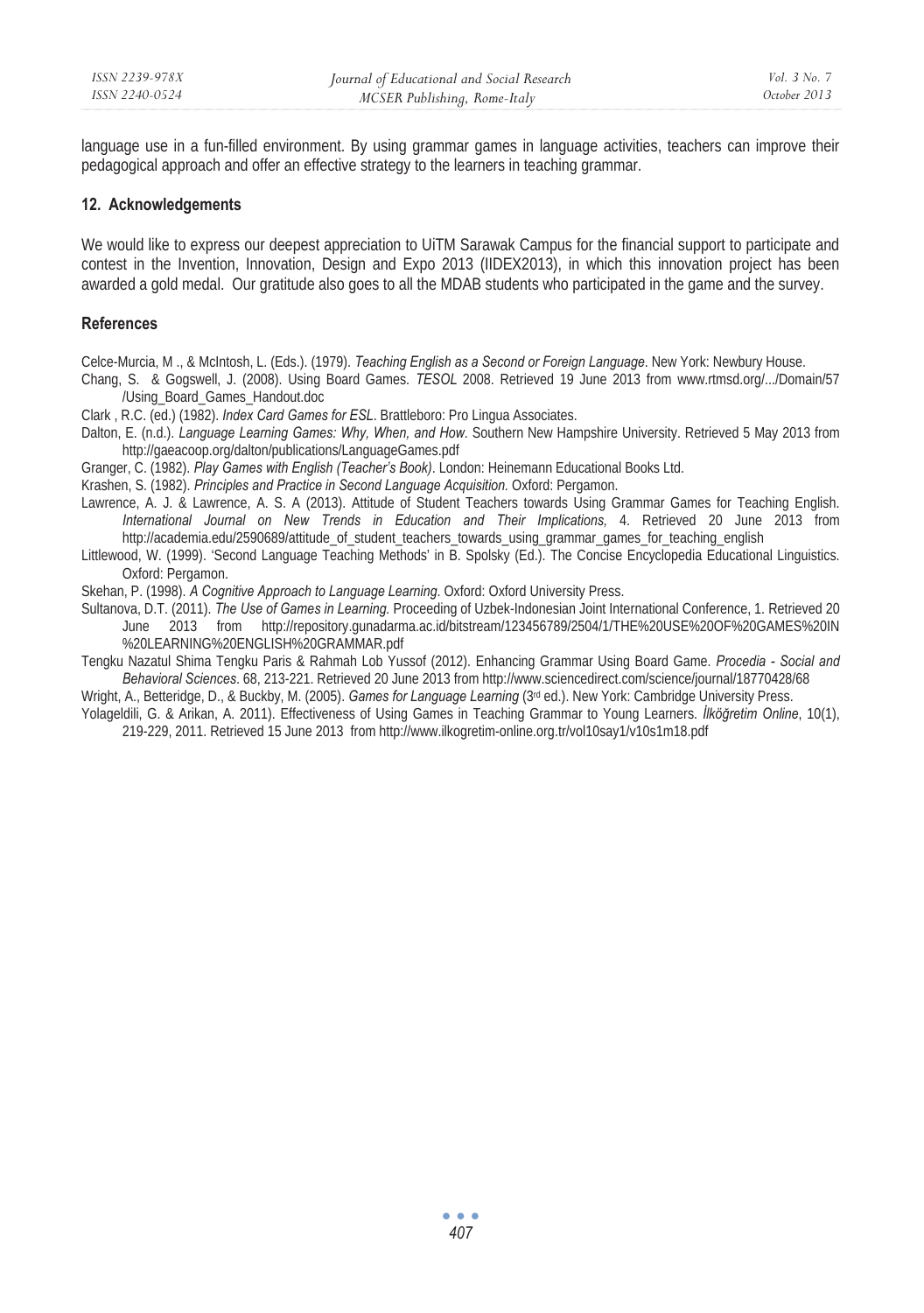language use in a fun-filled environment. By using grammar games in language activities, teachers can improve their pedagogical approach and offer an effective strategy to the learners in teaching grammar.

## 12. Acknowledgements

We would like to express our deepest appreciation to UiTM Sarawak Campus for the financial support to participate and contest in the Invention, Innovation, Design and Expo 2013 (IIDEX2013), in which this innovation project has been awarded a gold medal. Our gratitude also goes to all the MDAB students who participated in the game and the survey.

## References

Celce-Murcia, M ., & McIntosh, L. (Eds.). (1979). *Teaching English as a Second or Foreign Language*. New York: Newbury House.

Chang, S. & Gogswell, J. (2008). Using Board Games. *TESOL* 2008. Retrieved 19 June 2013 from www.rtmsd.org/.../Domain/57 /Using_Board_Games_Handout.doc

Clark , R.C. (ed.) (1982). *Index Card Games for ESL*. Brattleboro: Pro Lingua Associates.

Dalton, E. (n.d.). *Language Learning Games: Why, When, and How.* Southern New Hampshire University. Retrieved 5 May 2013 from http://gaeacoop.org/dalton/publications/LanguageGames.pdf

Granger, C. (1982). *Play Games with English (Teacher's Book)*. London: Heinemann Educational Books Ltd.

Krashen, S. (1982). *Principles and Practice in Second Language Acquisition.* Oxford: Pergamon.

Lawrence, A. J. & Lawrence, A. S. A (2013). Attitude of Student Teachers towards Using Grammar Games for Teaching English. *International Journal on New Trends in Education and Their Implications,* 4. Retrieved 20 June 2013 from http://academia.edu/2590689/attitude_of_student_teachers_towards_using_grammar_games_for_teaching_english

Littlewood, W. (1999). 'Second Language Teaching Methods' in B. Spolsky (Ed.). The Concise Encyclopedia Educational Linguistics. Oxford: Pergamon.

Skehan, P. (1998). *A Cognitive Approach to Language Learning*. Oxford: Oxford University Press.

Sultanova, D.T. (2011). *The Use of Games in Learning.* Proceeding of Uzbek-Indonesian Joint International Conference, 1. Retrieved 20 June 2013 from http://repository.gunadarma.ac.id/bitstream/123456789/2504/1/THE%20USE%20OF%20GAMES%20IN%20LEARNING%20ENGLISH%20GRAMMAR.pdf

Tengku Nazatul Shima Tengku Paris & Rahmah Lob Yussof (2012). Enhancing Grammar Using Board Game. *Procedia - Social and Behavioral Sciences*. 68, 213-221. Retrieved 20 June 2013 from http://www.sciencedirect.com/science/journal/18770428/68

Wright, A., Betteridge, D., & Buckby, M. (2005). *Games for Language Learning* (3rd ed.). New York: Cambridge University Press.

Yolageldili, G. & Arikan, A. 2011). Effectiveness of Using Games in Teaching Grammar to Young Learners. *İlköğretim Online*, 10(1), 219-229, 2011. Retrieved 15 June 2013 from http://www.ilkogretim-online.org.tr/vol10say1/v10s1m18.pdf